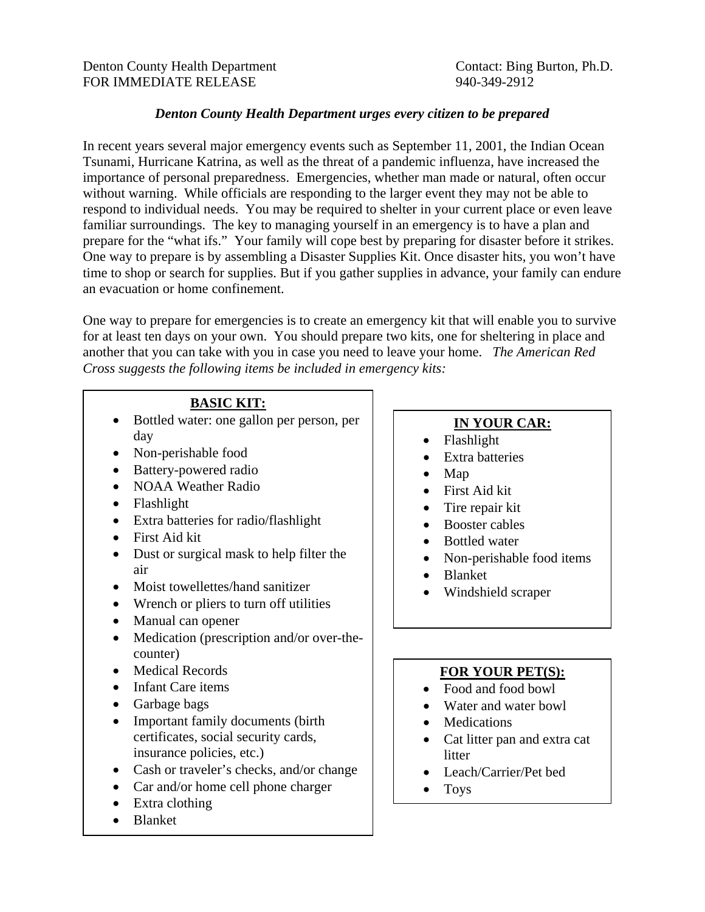Denton County Health Department
FOR IMMEDIATE RELEASE

Contact: Bing Burton, Ph.D.
940-349-2912

***Denton County Health Department urges every citizen to be prepared***

In recent years several major emergency events such as September 11, 2001, the Indian Ocean Tsunami, Hurricane Katrina, as well as the threat of a pandemic influenza, have increased the importance of personal preparedness. Emergencies, whether man made or natural, often occur without warning. While officials are responding to the larger event they may not be able to respond to individual needs. You may be required to shelter in your current place or even leave familiar surroundings. The key to managing yourself in an emergency is to have a plan and prepare for the "what ifs." Your family will cope best by preparing for disaster before it strikes. One way to prepare is by assembling a Disaster Supplies Kit. Once disaster hits, you won't have time to shop or search for supplies. But if you gather supplies in advance, your family can endure an evacuation or home confinement.

One way to prepare for emergencies is to create an emergency kit that will enable you to survive for at least ten days on your own. You should prepare two kits, one for sheltering in place and another that you can take with you in case you need to leave your home. *The American Red Cross suggests the following items be included in emergency kits:*

**BASIC KIT:**

- Bottled water: one gallon per person, per day
- Non-perishable food
- Battery-powered radio
- NOAA Weather Radio
- Flashlight
- Extra batteries for radio/flashlight
- First Aid kit
- Dust or surgical mask to help filter the air
- Moist towellettes/hand sanitizer
- Wrench or pliers to turn off utilities
- Manual can opener
- Medication (prescription and/or over-the-counter)
- Medical Records
- Infant Care items
- Garbage bags
- Important family documents (birth certificates, social security cards, insurance policies, etc.)
- Cash or traveler's checks, and/or change
- Car and/or home cell phone charger
- Extra clothing
- Blanket

**IN YOUR CAR:**

- Flashlight
- Extra batteries
- Map
- First Aid kit
- Tire repair kit
- Booster cables
- Bottled water
- Non-perishable food items
- Blanket
- Windshield scraper

**FOR YOUR PET(S):**

- Food and food bowl
- Water and water bowl
- Medications
- Cat litter pan and extra cat litter
- Leach/Carrier/Pet bed
- Toys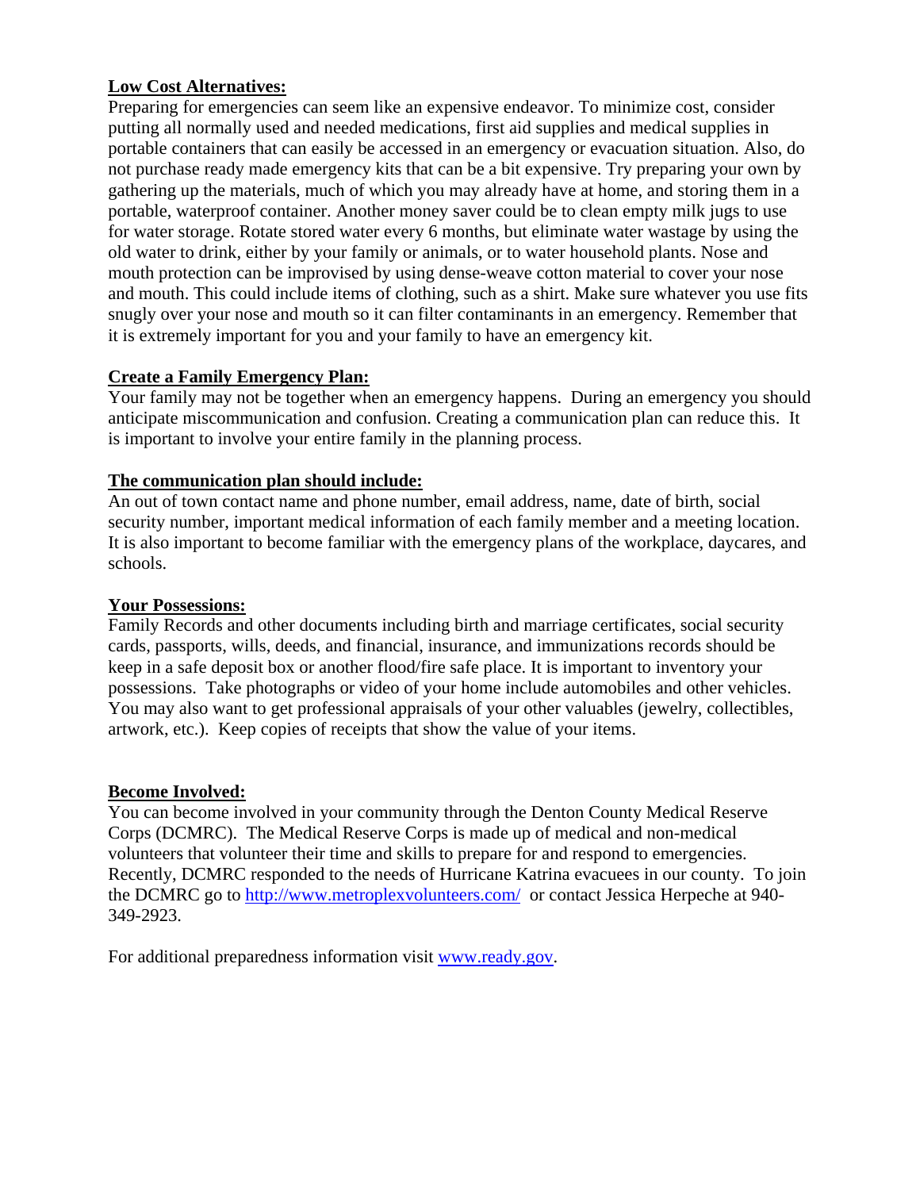**Low Cost Alternatives:**

Preparing for emergencies can seem like an expensive endeavor. To minimize cost, consider putting all normally used and needed medications, first aid supplies and medical supplies in portable containers that can easily be accessed in an emergency or evacuation situation. Also, do not purchase ready made emergency kits that can be a bit expensive. Try preparing your own by gathering up the materials, much of which you may already have at home, and storing them in a portable, waterproof container. Another money saver could be to clean empty milk jugs to use for water storage. Rotate stored water every 6 months, but eliminate water wastage by using the old water to drink, either by your family or animals, or to water household plants. Nose and mouth protection can be improvised by using dense-weave cotton material to cover your nose and mouth. This could include items of clothing, such as a shirt. Make sure whatever you use fits snugly over your nose and mouth so it can filter contaminants in an emergency. Remember that it is extremely important for you and your family to have an emergency kit.

**Create a Family Emergency Plan:**

Your family may not be together when an emergency happens. During an emergency you should anticipate miscommunication and confusion. Creating a communication plan can reduce this. It is important to involve your entire family in the planning process.

**The communication plan should include:**

An out of town contact name and phone number, email address, name, date of birth, social security number, important medical information of each family member and a meeting location. It is also important to become familiar with the emergency plans of the workplace, daycares, and schools.

**Your Possessions:**

Family Records and other documents including birth and marriage certificates, social security cards, passports, wills, deeds, and financial, insurance, and immunizations records should be keep in a safe deposit box or another flood/fire safe place. It is important to inventory your possessions. Take photographs or video of your home include automobiles and other vehicles. You may also want to get professional appraisals of your other valuables (jewelry, collectibles, artwork, etc.). Keep copies of receipts that show the value of your items.

**Become Involved:**

You can become involved in your community through the Denton County Medical Reserve Corps (DCMRC). The Medical Reserve Corps is made up of medical and non-medical volunteers that volunteer their time and skills to prepare for and respond to emergencies. Recently, DCMRC responded to the needs of Hurricane Katrina evacuees in our county. To join the DCMRC go to [http://www.metroplexvolunteers.com/](http://www.metroplexvolunteers.com/) or contact Jessica Herpeche at 940-349-2923.

For additional preparedness information visit [www.ready.gov](http://www.ready.gov).